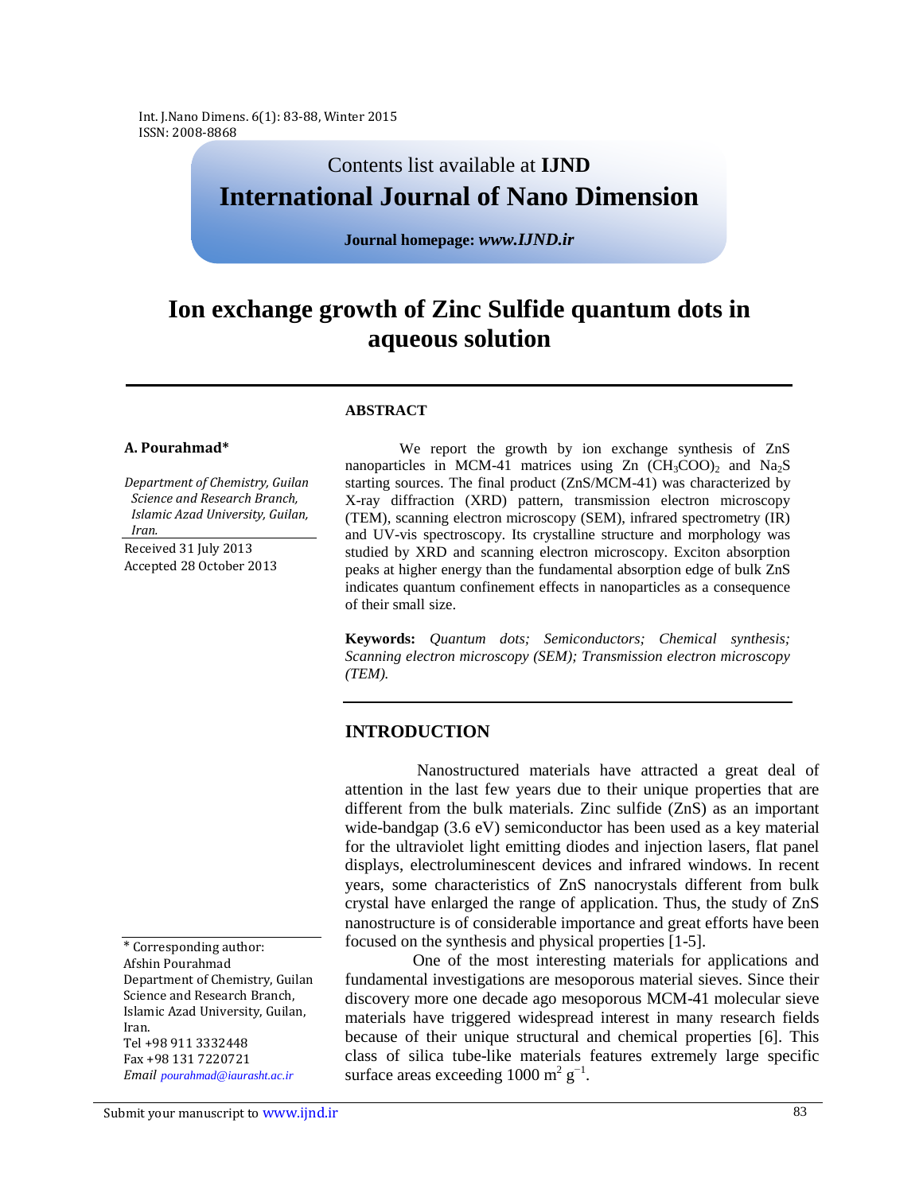Contents list available at **IJND**

**International Journal of Nano Dimension**

**Journal homepage:** ***www.IJND.ir***

# Ion exchange growth of Zinc Sulfide quantum dots in aqueous solution

**A. Pourahmad***

*Department of Chemistry, Guilan Science and Research Branch, Islamic Azad University, Guilan, Iran.*

Received 31 July 2013
Accepted 28 October 2013

## ABSTRACT

We report the growth by ion exchange synthesis of ZnS nanoparticles in MCM-41 matrices using Zn $(CH_3COO)_2$ and $Na_2S$ starting sources. The final product (ZnS/MCM-41) was characterized by X-ray diffraction (XRD) pattern, transmission electron microscopy (TEM), scanning electron microscopy (SEM), infrared spectrometry (IR) and UV-vis spectroscopy. Its crystalline structure and morphology was studied by XRD and scanning electron microscopy. Exciton absorption peaks at higher energy than the fundamental absorption edge of bulk ZnS indicates quantum confinement effects in nanoparticles as a consequence of their small size.

**Keywords:** *Quantum dots; Semiconductors; Chemical synthesis; Scanning electron microscopy (SEM); Transmission electron microscopy (TEM).*

## INTRODUCTION

Nanostructured materials have attracted a great deal of attention in the last few years due to their unique properties that are different from the bulk materials. Zinc sulfide (ZnS) as an important wide-bandgap (3.6 eV) semiconductor has been used as a key material for the ultraviolet light emitting diodes and injection lasers, flat panel displays, electroluminescent devices and infrared windows. In recent years, some characteristics of ZnS nanocrystals different from bulk crystal have enlarged the range of application. Thus, the study of ZnS nanostructure is of considerable importance and great efforts have been focused on the synthesis and physical properties [1-5].

One of the most interesting materials for applications and fundamental investigations are mesoporous material sieves. Since their discovery more one decade ago mesoporous MCM-41 molecular sieve materials have triggered widespread interest in many research fields because of their unique structural and chemical properties [6]. This class of silica tube-like materials features extremely large specific surface areas exceeding 1000 $m^2 g^{-1}$.

\* Corresponding author:
Afshin Pourahmad
Department of Chemistry, Guilan Science and Research Branch, Islamic Azad University, Guilan, Iran.
Tel +98 911 3332448
Fax +98 131 7220721
*Email pourahmad@iaurasht.ac.ir*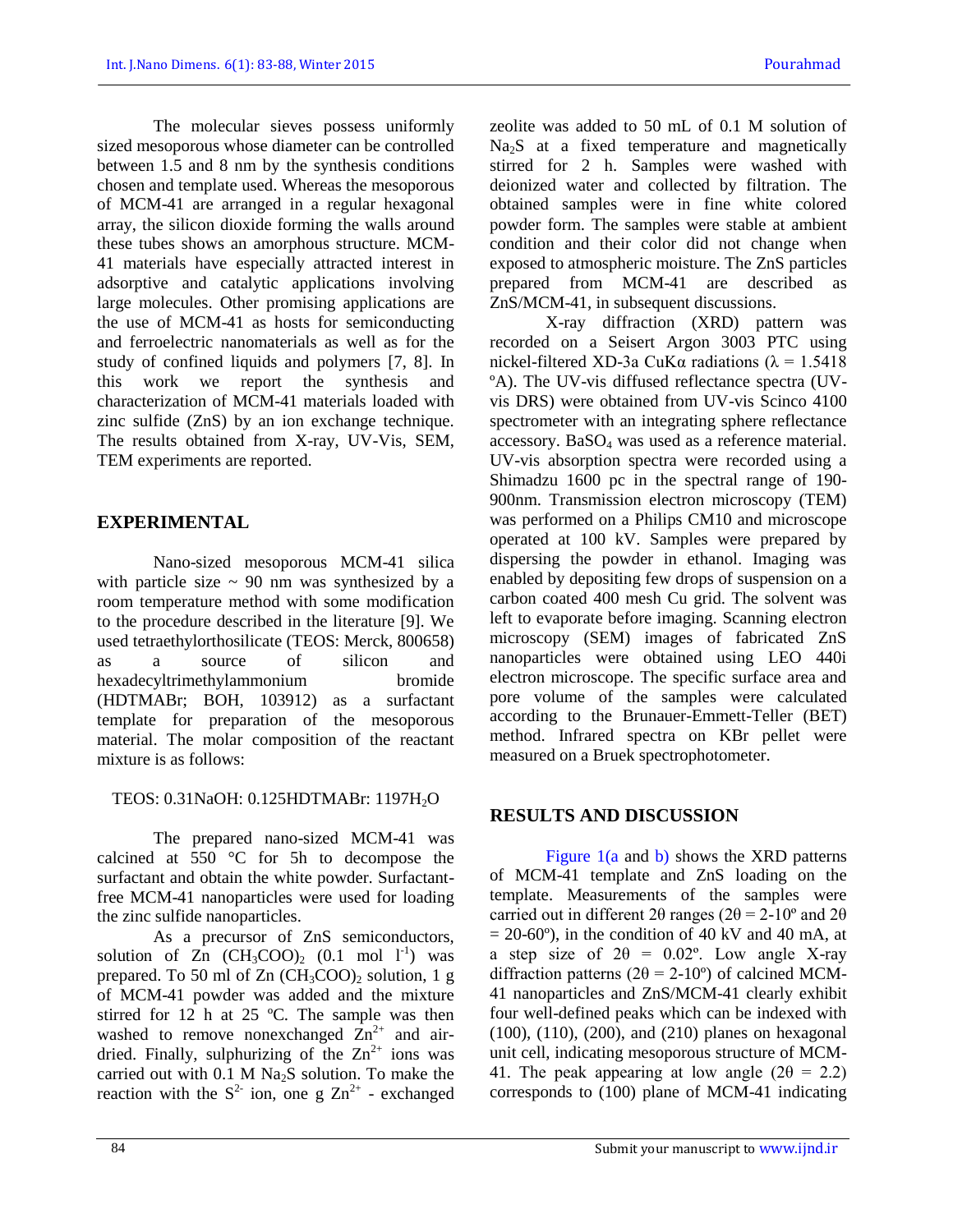The molecular sieves possess uniformly sized mesoporous whose diameter can be controlled between 1.5 and 8 nm by the synthesis conditions chosen and template used. Whereas the mesoporous of MCM-41 are arranged in a regular hexagonal array, the silicon dioxide forming the walls around these tubes shows an amorphous structure. MCM-41 materials have especially attracted interest in adsorptive and catalytic applications involving large molecules. Other promising applications are the use of MCM-41 as hosts for semiconducting and ferroelectric nanomaterials as well as for the study of confined liquids and polymers [7, 8]. In this work we report the synthesis and characterization of MCM-41 materials loaded with zinc sulfide (ZnS) by an ion exchange technique. The results obtained from X-ray, UV-Vis, SEM, TEM experiments are reported.

## EXPERIMENTAL

Nano-sized mesoporous MCM-41 silica with particle size ~ 90 nm was synthesized by a room temperature method with some modification to the procedure described in the literature [9]. We used tetraethylorthosilicate (TEOS: Merck, 800658) as a source of silicon and hexadecyltrimethylammonium bromide (HDTMABr; BOH, 103912) as a surfactant template for preparation of the mesoporous material. The molar composition of the reactant mixture is as follows:

TEOS: 0.31NaOH: 0.125HDTMABr: 1197$H_2O$

The prepared nano-sized MCM-41 was calcined at 550 °C for 5h to decompose the surfactant and obtain the white powder. Surfactant-free MCM-41 nanoparticles were used for loading the zinc sulfide nanoparticles.

As a precursor of ZnS semiconductors, solution of Zn $(CH_3COO)_2$ (0.1 mol $l^{-1}$) was prepared. To 50 ml of Zn $(CH_3COO)_2$ solution, 1 g of MCM-41 powder was added and the mixture stirred for 12 h at 25 ºC. The sample was then washed to remove nonexchanged $Zn^{2+}$ and air-dried. Finally, sulphurizing of the $Zn^{2+}$ ions was carried out with 0.1 M $Na_2S$ solution. To make the reaction with the $S^{2-}$ ion, one g $Zn^{2+}$ - exchanged zeolite was added to 50 mL of 0.1 M solution of $Na_2S$ at a fixed temperature and magnetically stirred for 2 h. Samples were washed with deionized water and collected by filtration. The obtained samples were in fine white colored powder form. The samples were stable at ambient condition and their color did not change when exposed to atmospheric moisture. The ZnS particles prepared from MCM-41 are described as ZnS/MCM-41, in subsequent discussions.

X-ray diffraction (XRD) pattern was recorded on a Seisert Argon 3003 PTC using nickel-filtered XD-3a CuKα radiations ($\lambda$ = 1.5418 ºA). The UV-vis diffused reflectance spectra (UV-vis DRS) were obtained from UV-vis Scinco 4100 spectrometer with an integrating sphere reflectance accessory. $BaSO_4$ was used as a reference material. UV-vis absorption spectra were recorded using a Shimadzu 1600 pc in the spectral range of 190-900nm. Transmission electron microscopy (TEM) was performed on a Philips CM10 and microscope operated at 100 kV. Samples were prepared by dispersing the powder in ethanol. Imaging was enabled by depositing few drops of suspension on a carbon coated 400 mesh Cu grid. The solvent was left to evaporate before imaging. Scanning electron microscopy (SEM) images of fabricated ZnS nanoparticles were obtained using LEO 440i electron microscope. The specific surface area and pore volume of the samples were calculated according to the Brunauer-Emmett-Teller (BET) method. Infrared spectra on KBr pellet were measured on a Bruek spectrophotometer.

## RESULTS AND DISCUSSION

Figure 1(a and b) shows the XRD patterns of MCM-41 template and ZnS loading on the template. Measurements of the samples were carried out in different 2θ ranges (2θ = 2-10º and 2θ = 20-60º), in the condition of 40 kV and 40 mA, at a step size of 2θ = 0.02º. Low angle X-ray diffraction patterns (2θ = 2-10º) of calcined MCM-41 nanoparticles and ZnS/MCM-41 clearly exhibit four well-defined peaks which can be indexed with (100), (110), (200), and (210) planes on hexagonal unit cell, indicating mesoporous structure of MCM-41. The peak appearing at low angle (2θ = 2.2) corresponds to (100) plane of MCM-41 indicating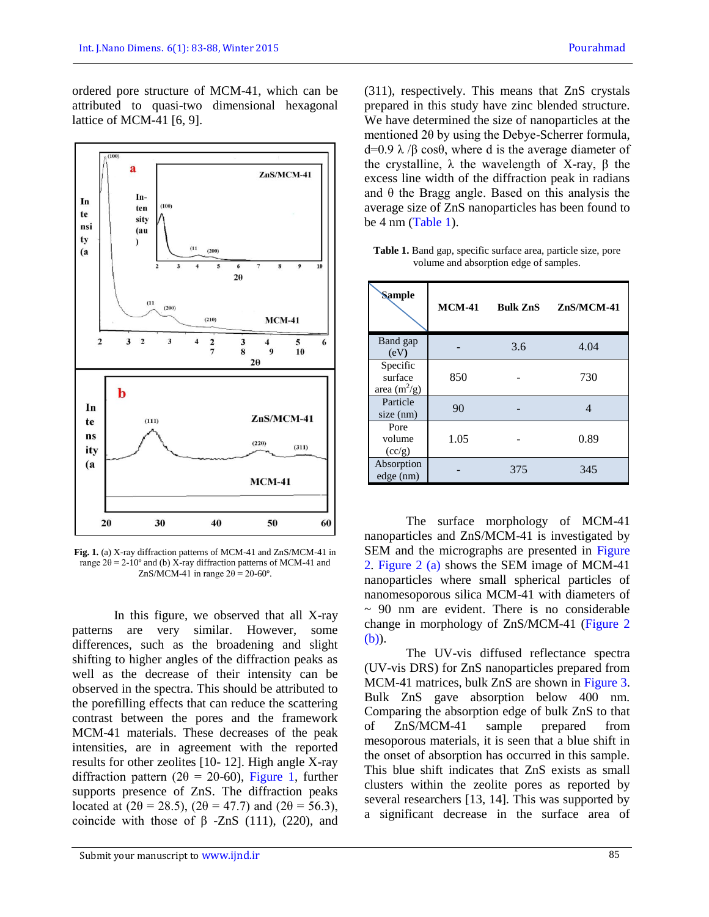ordered pore structure of MCM-41, which can be attributed to quasi-two dimensional hexagonal lattice of MCM-41 [6, 9].

Fig. 1. (a) X-ray diffraction patterns of MCM-41 and ZnS/MCM-41 in range 2θ = 2-10º and (b) X-ray diffraction patterns of MCM-41 and ZnS/MCM-41 in range 2θ = 20-60º.

In this figure, we observed that all X-ray patterns are very similar. However, some differences, such as the broadening and slight shifting to higher angles of the diffraction peaks as well as the decrease of their intensity can be observed in the spectra. This should be attributed to the porefilling effects that can reduce the scattering contrast between the pores and the framework MCM-41 materials. These decreases of the peak intensities, are in agreement with the reported results for other zeolites [10- 12]. High angle X-ray diffraction pattern (2θ = 20-60), Figure 1, further supports presence of ZnS. The diffraction peaks located at (2θ = 28.5), (2θ = 47.7) and (2θ = 56.3), coincide with those of β -ZnS (111), (220), and (311), respectively. This means that ZnS crystals prepared in this study have zinc blended structure. We have determined the size of nanoparticles at the mentioned 2θ by using the Debye-Scherrer formula, $d=0.9\ \lambda/\beta \cos\theta$, where d is the average diameter of the crystalline, λ the wavelength of X-ray, β the excess line width of the diffraction peak in radians and θ the Bragg angle. Based on this analysis the average size of ZnS nanoparticles has been found to be 4 nm (Table 1).

**Table 1.** Band gap, specific surface area, particle size, pore volume and absorption edge of samples.

| Sample | MCM-41 | Bulk ZnS | ZnS/MCM-41 |
|---|---|---|---|
| Band gap (eV) | - | 3.6 | 4.04 |
| Specific surface area ($m^2/g$) | 850 | - | 730 |
| Particle size (nm) | 90 | - | 4 |
| Pore volume (cc/g) | 1.05 | - | 0.89 |
| Absorption edge (nm) | - | 375 | 345 |

The surface morphology of MCM-41 nanoparticles and ZnS/MCM-41 is investigated by SEM and the micrographs are presented in Figure 2. Figure 2 (a) shows the SEM image of MCM-41 nanoparticles where small spherical particles of nanomesoporous silica MCM-41 with diameters of ~ 90 nm are evident. There is no considerable change in morphology of ZnS/MCM-41 (Figure 2 (b)).

The UV-vis diffused reflectance spectra (UV-vis DRS) for ZnS nanoparticles prepared from MCM-41 matrices, bulk ZnS are shown in Figure 3. Bulk ZnS gave absorption below 400 nm. Comparing the absorption edge of bulk ZnS to that of ZnS/MCM-41 sample prepared from mesoporous materials, it is seen that a blue shift in the onset of absorption has occurred in this sample. This blue shift indicates that ZnS exists as small clusters within the zeolite pores as reported by several researchers [13, 14]. This was supported by a significant decrease in the surface area of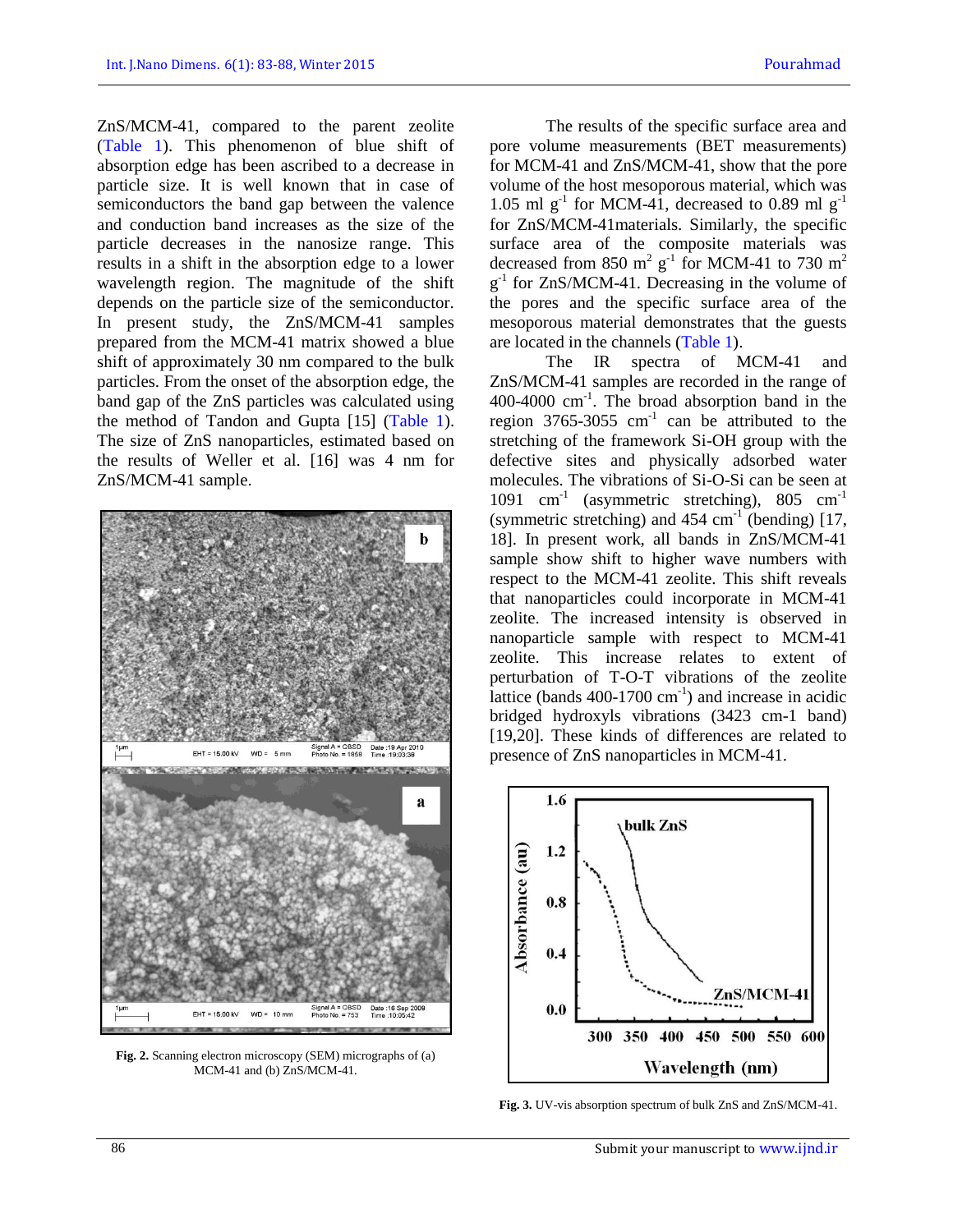ZnS/MCM-41, compared to the parent zeolite (Table 1). This phenomenon of blue shift of absorption edge has been ascribed to a decrease in particle size. It is well known that in case of semiconductors the band gap between the valence and conduction band increases as the size of the particle decreases in the nanosize range. This results in a shift in the absorption edge to a lower wavelength region. The magnitude of the shift depends on the particle size of the semiconductor. In present study, the ZnS/MCM-41 samples prepared from the MCM-41 matrix showed a blue shift of approximately 30 nm compared to the bulk particles. From the onset of the absorption edge, the band gap of the ZnS particles was calculated using the method of Tandon and Gupta [15] (Table 1). The size of ZnS nanoparticles, estimated based on the results of Weller et al. [16] was 4 nm for ZnS/MCM-41 sample.

Fig. 2. Scanning electron microscopy (SEM) micrographs of (a) MCM-41 and (b) ZnS/MCM-41.

The results of the specific surface area and pore volume measurements (BET measurements) for MCM-41 and ZnS/MCM-41, show that the pore volume of the host mesoporous material, which was 1.05 ml $g^{-1}$ for MCM-41, decreased to 0.89 ml $g^{-1}$ for ZnS/MCM-41materials. Similarly, the specific surface area of the composite materials was decreased from 850 $m^2$ $g^{-1}$ for MCM-41 to 730 $m^2$ $g^{-1}$ for ZnS/MCM-41. Decreasing in the volume of the pores and the specific surface area of the mesoporous material demonstrates that the guests are located in the channels (Table 1).

The IR spectra of MCM-41 and ZnS/MCM-41 samples are recorded in the range of 400-4000 $cm^{-1}$. The broad absorption band in the region 3765-3055 $cm^{-1}$ can be attributed to the stretching of the framework Si-OH group with the defective sites and physically adsorbed water molecules. The vibrations of Si-O-Si can be seen at 1091 $cm^{-1}$ (asymmetric stretching), 805 $cm^{-1}$ (symmetric stretching) and 454 $cm^{-1}$ (bending) [17, 18]. In present work, all bands in ZnS/MCM-41 sample show shift to higher wave numbers with respect to the MCM-41 zeolite. This shift reveals that nanoparticles could incorporate in MCM-41 zeolite. The increased intensity is observed in nanoparticle sample with respect to MCM-41 zeolite. This increase relates to extent of perturbation of T-O-T vibrations of the zeolite lattice (bands 400-1700 $cm^{-1}$) and increase in acidic bridged hydroxyls vibrations (3423 cm-1 band) [19,20]. These kinds of differences are related to presence of ZnS nanoparticles in MCM-41.

Fig. 3. UV-vis absorption spectrum of bulk ZnS and ZnS/MCM-41.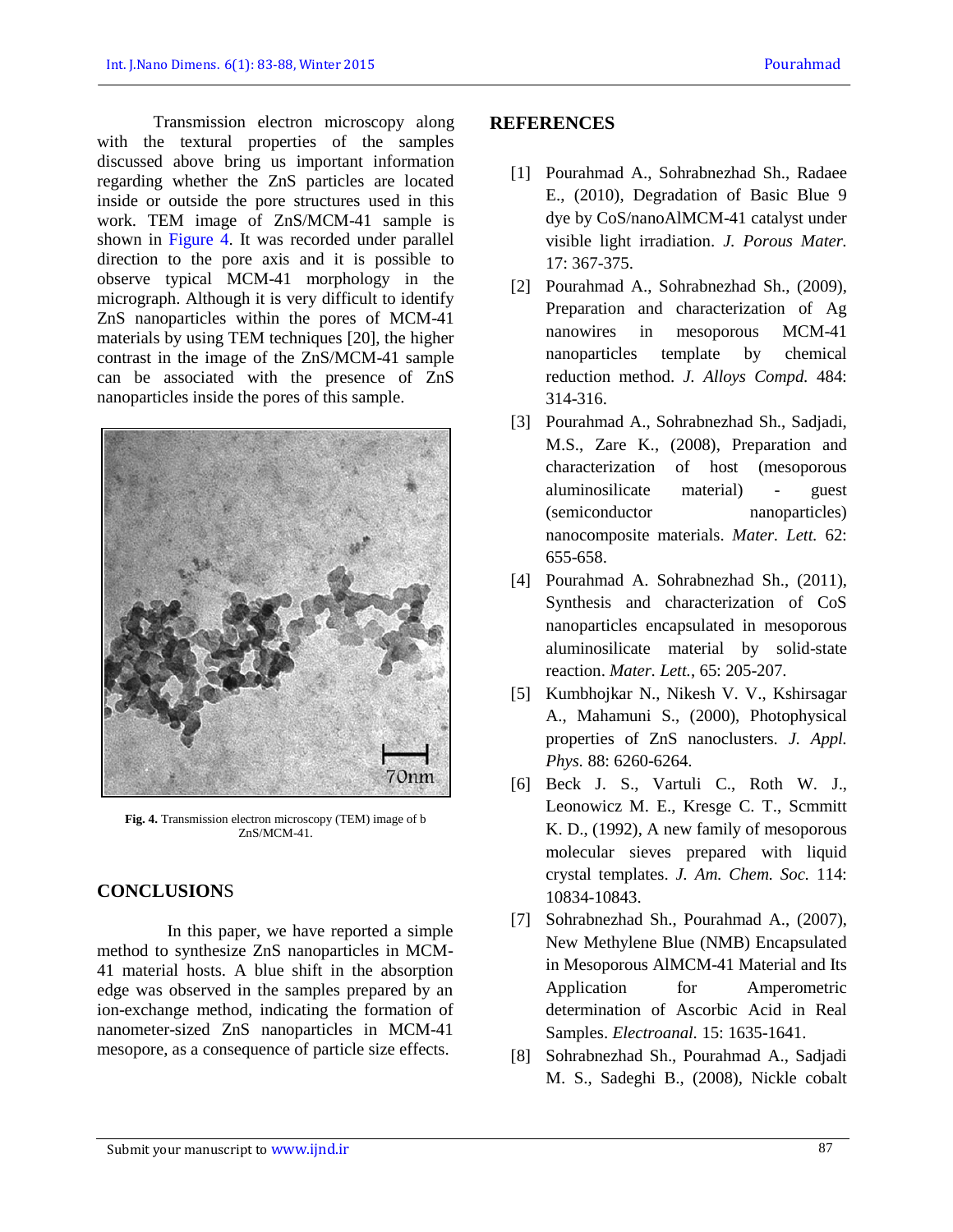Transmission electron microscopy along with the textural properties of the samples discussed above bring us important information regarding whether the ZnS particles are located inside or outside the pore structures used in this work. TEM image of ZnS/MCM-41 sample is shown in Figure 4. It was recorded under parallel direction to the pore axis and it is possible to observe typical MCM-41 morphology in the micrograph. Although it is very difficult to identify ZnS nanoparticles within the pores of MCM-41 materials by using TEM techniques [20], the higher contrast in the image of the ZnS/MCM-41 sample can be associated with the presence of ZnS nanoparticles inside the pores of this sample.

**Fig. 4.** Transmission electron microscopy (TEM) image of b ZnS/MCM-41.

## CONCLUSIONS

In this paper, we have reported a simple method to synthesize ZnS nanoparticles in MCM-41 material hosts. A blue shift in the absorption edge was observed in the samples prepared by an ion-exchange method, indicating the formation of nanometer-sized ZnS nanoparticles in MCM-41 mesopore, as a consequence of particle size effects.

## REFERENCES

[1] Pourahmad A., Sohrabnezhad Sh., Radaee E., (2010), Degradation of Basic Blue 9 dye by CoS/nanoAlMCM-41 catalyst under visible light irradiation. *J. Porous Mater.* 17: 367-375.

[2] Pourahmad A., Sohrabnezhad Sh., (2009), Preparation and characterization of Ag nanowires in mesoporous MCM-41 nanoparticles template by chemical reduction method. *J. Alloys Compd.* 484: 314-316.

[3] Pourahmad A., Sohrabnezhad Sh., Sadjadi, M.S., Zare K., (2008), Preparation and characterization of host (mesoporous aluminosilicate material) - guest (semiconductor nanoparticles) nanocomposite materials. *Mater. Lett.* 62: 655-658.

[4] Pourahmad A. Sohrabnezhad Sh., (2011), Synthesis and characterization of CoS nanoparticles encapsulated in mesoporous aluminosilicate material by solid-state reaction. *Mater. Lett.*, 65: 205-207.

[5] Kumbhojkar N., Nikesh V. V., Kshirsagar A., Mahamuni S., (2000), Photophysical properties of ZnS nanoclusters. *J. Appl. Phys.* 88: 6260-6264.

[6] Beck J. S., Vartuli C., Roth W. J., Leonowicz M. E., Kresge C. T., Scmmitt K. D., (1992), A new family of mesoporous molecular sieves prepared with liquid crystal templates. *J. Am. Chem. Soc.* 114: 10834-10843.

[7] Sohrabnezhad Sh., Pourahmad A., (2007), New Methylene Blue (NMB) Encapsulated in Mesoporous AlMCM-41 Material and Its Application for Amperometric determination of Ascorbic Acid in Real Samples. *Electroanal.* 15: 1635-1641.

[8] Sohrabnezhad Sh., Pourahmad A., Sadjadi M. S., Sadeghi B., (2008), Nickle cobalt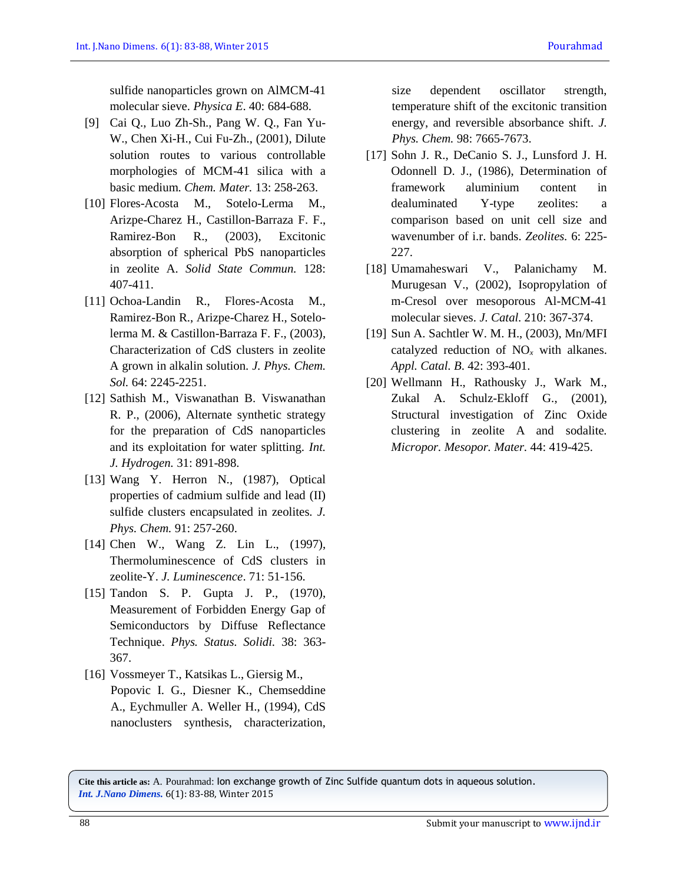sulfide nanoparticles grown on AlMCM-41 molecular sieve. *Physica E*. 40: 684-688.

[9] Cai Q., Luo Zh-Sh., Pang W. Q., Fan Yu-W., Chen Xi-H., Cui Fu-Zh., (2001), Dilute solution routes to various controllable morphologies of MCM-41 silica with a basic medium. *Chem. Mater.* 13: 258-263.

[10] Flores-Acosta M., Sotelo-Lerma M., Arizpe-Charez H., Castillon-Barraza F. F., Ramirez-Bon R., (2003), Excitonic absorption of spherical PbS nanoparticles in zeolite A. *Solid State Commun.* 128: 407-411.

[11] Ochoa-Landin R., Flores-Acosta M., Ramirez-Bon R., Arizpe-Charez H., Sotelo-lerma M. & Castillon-Barraza F. F., (2003), Characterization of CdS clusters in zeolite A grown in alkalin solution. *J. Phys. Chem. Sol.* 64: 2245-2251.

[12] Sathish M., Viswanathan B. Viswanathan R. P., (2006), Alternate synthetic strategy for the preparation of CdS nanoparticles and its exploitation for water splitting. *Int. J. Hydrogen.* 31: 891-898.

[13] Wang Y. Herron N., (1987), Optical properties of cadmium sulfide and lead (II) sulfide clusters encapsulated in zeolites. *J. Phys. Chem.* 91: 257-260.

[14] Chen W., Wang Z. Lin L., (1997), Thermoluminescence of CdS clusters in zeolite-Y. *J. Luminescence*. 71: 51-156.

[15] Tandon S. P. Gupta J. P., (1970), Measurement of Forbidden Energy Gap of Semiconductors by Diffuse Reflectance Technique. *Phys. Status. Solidi.* 38: 363-367.

[16] Vossmeyer T., Katsikas L., Giersig M., Popovic I. G., Diesner K., Chemseddine A., Eychmuller A. Weller H., (1994), CdS nanoclusters synthesis, characterization, size dependent oscillator strength, temperature shift of the excitonic transition energy, and reversible absorbance shift. *J. Phys. Chem.* 98: 7665-7673.

[17] Sohn J. R., DeCanio S. J., Lunsford J. H. Odonnell D. J., (1986), Determination of framework aluminium content in dealuminated Y-type zeolites: a comparison based on unit cell size and wavenumber of i.r. bands. *Zeolites.* 6: 225-227.

[18] Umamaheswari V., Palanichamy M. Murugesan V., (2002), Isopropylation of m-Cresol over mesoporous Al-MCM-41 molecular sieves. *J. Catal.* 210: 367-374.

[19] Sun A. Sachtler W. M. H., (2003), Mn/MFI catalyzed reduction of $NO_x$ with alkanes. *Appl. Catal. B.* 42: 393-401.

[20] Wellmann H., Rathousky J., Wark M., Zukal A. Schulz-Ekloff G., (2001), Structural investigation of Zinc Oxide clustering in zeolite A and sodalite. *Micropor. Mesopor. Mater.* 44: 419-425.

**Cite this article as:** A. Pourahmad: Ion exchange growth of Zinc Sulfide quantum dots in aqueous solution. *Int. J.Nano Dimens.* 6(1): 83-88, Winter 2015